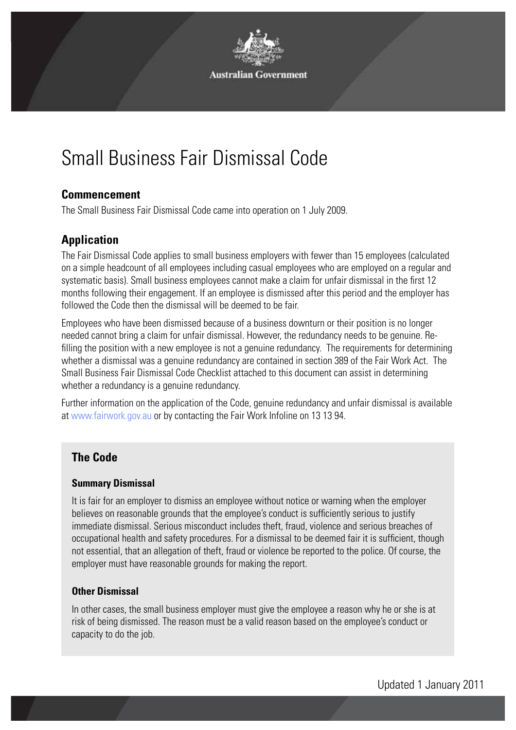Australian Government

# Small Business Fair Dismissal Code

## Commencement

The Small Business Fair Dismissal Code came into operation on 1 July 2009.

## Application

The Fair Dismissal Code applies to small business employers with fewer than 15 employees (calculated on a simple headcount of all employees including casual employees who are employed on a regular and systematic basis). Small business employees cannot make a claim for unfair dismissal in the first 12 months following their engagement. If an employee is dismissed after this period and the employer has followed the Code then the dismissal will be deemed to be fair.

Employees who have been dismissed because of a business downturn or their position is no longer needed cannot bring a claim for unfair dismissal. However, the redundancy needs to be genuine. Re-filling the position with a new employee is not a genuine redundancy. The requirements for determining whether a dismissal was a genuine redundancy are contained in section 389 of the Fair Work Act. The Small Business Fair Dismissal Code Checklist attached to this document can assist in determining whether a redundancy is a genuine redundancy.

Further information on the application of the Code, genuine redundancy and unfair dismissal is available at www.fairwork.gov.au or by contacting the Fair Work Infoline on 13 13 94.

## The Code

### Summary Dismissal

It is fair for an employer to dismiss an employee without notice or warning when the employer believes on reasonable grounds that the employee's conduct is sufficiently serious to justify immediate dismissal. Serious misconduct includes theft, fraud, violence and serious breaches of occupational health and safety procedures. For a dismissal to be deemed fair it is sufficient, though not essential, that an allegation of theft, fraud or violence be reported to the police. Of course, the employer must have reasonable grounds for making the report.

### Other Dismissal

In other cases, the small business employer must give the employee a reason why he or she is at risk of being dismissed. The reason must be a valid reason based on the employee's conduct or capacity to do the job.

Updated 1 January 2011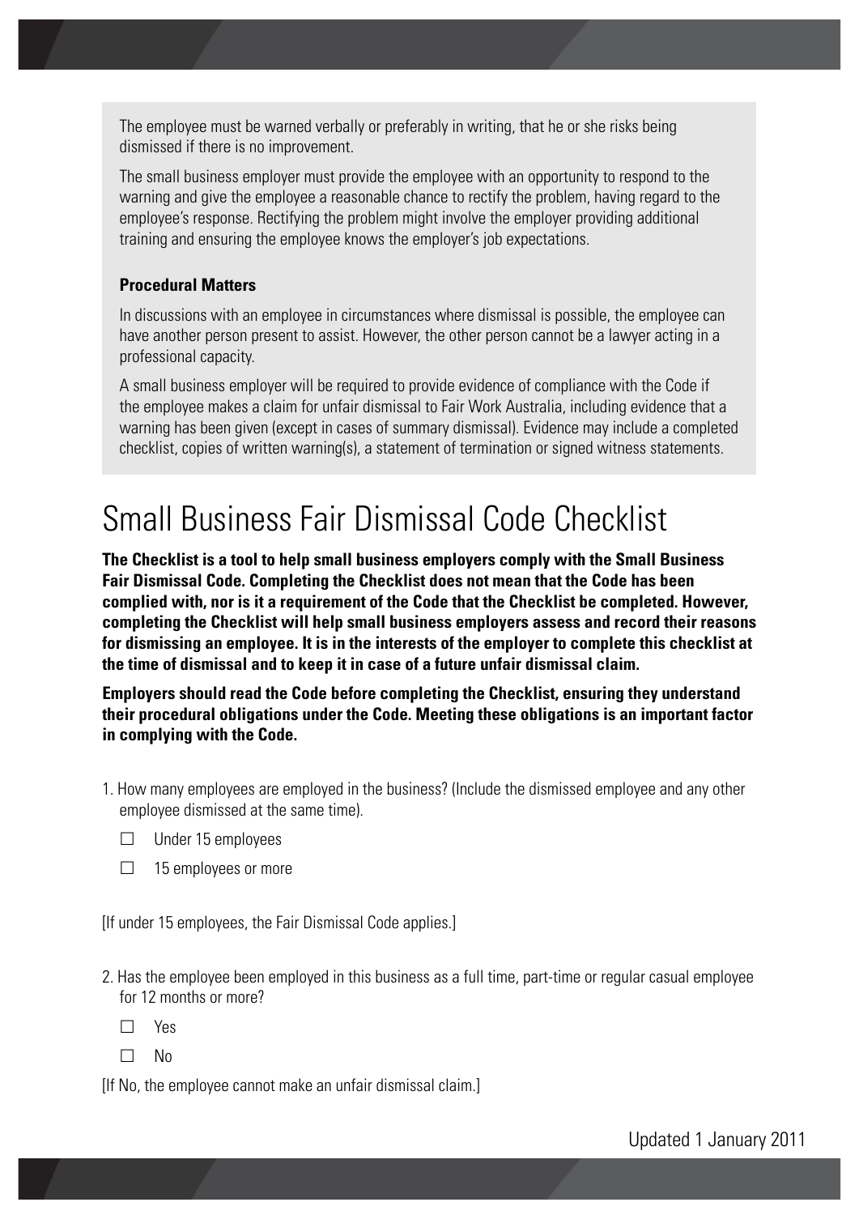The employee must be warned verbally or preferably in writing, that he or she risks being dismissed if there is no improvement.

The small business employer must provide the employee with an opportunity to respond to the warning and give the employee a reasonable chance to rectify the problem, having regard to the employee's response. Rectifying the problem might involve the employer providing additional training and ensuring the employee knows the employer's job expectations.

**Procedural Matters**

In discussions with an employee in circumstances where dismissal is possible, the employee can have another person present to assist. However, the other person cannot be a lawyer acting in a professional capacity.

A small business employer will be required to provide evidence of compliance with the Code if the employee makes a claim for unfair dismissal to Fair Work Australia, including evidence that a warning has been given (except in cases of summary dismissal). Evidence may include a completed checklist, copies of written warning(s), a statement of termination or signed witness statements.

# Small Business Fair Dismissal Code Checklist

**The Checklist is a tool to help small business employers comply with the Small Business Fair Dismissal Code. Completing the Checklist does not mean that the Code has been complied with, nor is it a requirement of the Code that the Checklist be completed. However, completing the Checklist will help small business employers assess and record their reasons for dismissing an employee. It is in the interests of the employer to complete this checklist at the time of dismissal and to keep it in case of a future unfair dismissal claim.**

**Employers should read the Code before completing the Checklist, ensuring they understand their procedural obligations under the Code. Meeting these obligations is an important factor in complying with the Code.**

1. How many employees are employed in the business? (Include the dismissed employee and any other employee dismissed at the same time).

   ☐ Under 15 employees

   ☐ 15 employees or more

[If under 15 employees, the Fair Dismissal Code applies.]

2. Has the employee been employed in this business as a full time, part-time or regular casual employee for 12 months or more?

   ☐ Yes

   ☐ No

[If No, the employee cannot make an unfair dismissal claim.]

Updated 1 January 2011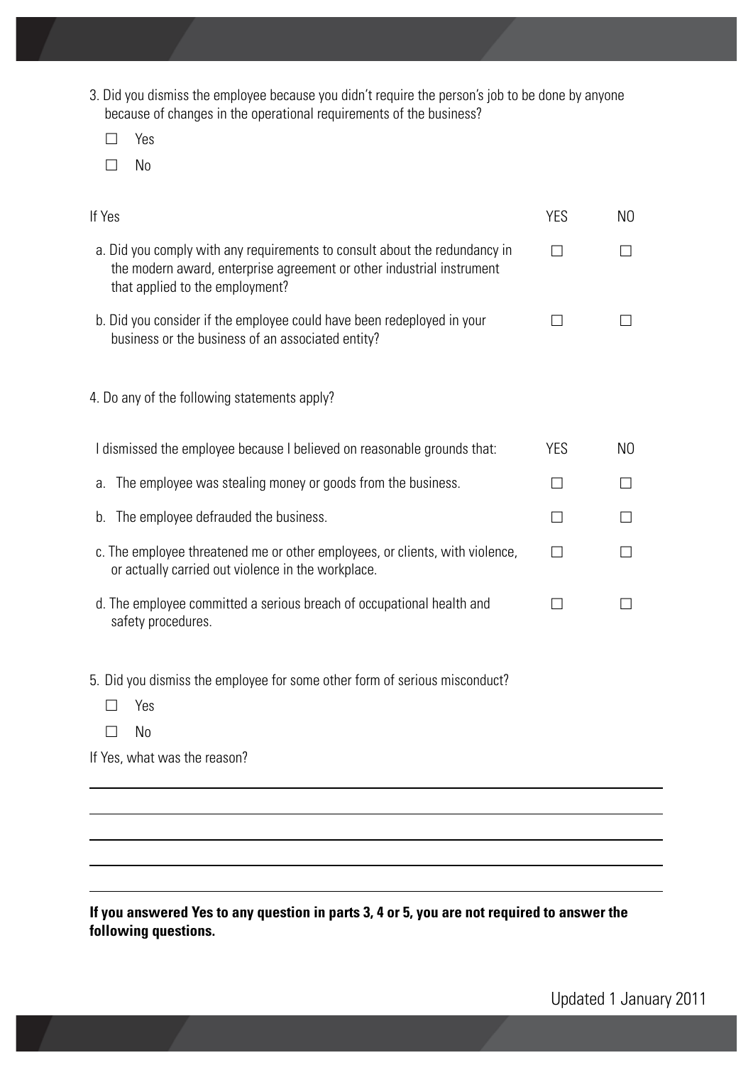3. Did you dismiss the employee because you didn't require the person's job to be done by anyone because of changes in the operational requirements of the business?

☐ Yes

☐ No

| If Yes | YES | NO |
|---|---|---|
| a. Did you comply with any requirements to consult about the redundancy in the modern award, enterprise agreement or other industrial instrument that applied to the employment? | ☐ | ☐ |
| b. Did you consider if the employee could have been redeployed in your business or the business of an associated entity? | ☐ | ☐ |

4. Do any of the following statements apply?

| I dismissed the employee because I believed on reasonable grounds that: | YES | NO |
|---|---|---|
| a. The employee was stealing money or goods from the business. | ☐ | ☐ |
| b. The employee defrauded the business. | ☐ | ☐ |
| c. The employee threatened me or other employees, or clients, with violence, or actually carried out violence in the workplace. | ☐ | ☐ |
| d. The employee committed a serious breach of occupational health and safety procedures. | ☐ | ☐ |

5. Did you dismiss the employee for some other form of serious misconduct?

☐ Yes

☐ No

If Yes, what was the reason?

\_\_\_\_\_\_\_\_\_\_\_\_\_\_\_\_\_\_\_\_\_\_\_\_\_\_\_\_\_\_\_\_\_\_\_\_\_\_\_\_\_\_\_\_\_\_\_\_\_\_\_\_\_\_\_\_\_\_\_\_

\_\_\_\_\_\_\_\_\_\_\_\_\_\_\_\_\_\_\_\_\_\_\_\_\_\_\_\_\_\_\_\_\_\_\_\_\_\_\_\_\_\_\_\_\_\_\_\_\_\_\_\_\_\_\_\_\_\_\_\_

\_\_\_\_\_\_\_\_\_\_\_\_\_\_\_\_\_\_\_\_\_\_\_\_\_\_\_\_\_\_\_\_\_\_\_\_\_\_\_\_\_\_\_\_\_\_\_\_\_\_\_\_\_\_\_\_\_\_\_\_

\_\_\_\_\_\_\_\_\_\_\_\_\_\_\_\_\_\_\_\_\_\_\_\_\_\_\_\_\_\_\_\_\_\_\_\_\_\_\_\_\_\_\_\_\_\_\_\_\_\_\_\_\_\_\_\_\_\_\_\_

\_\_\_\_\_\_\_\_\_\_\_\_\_\_\_\_\_\_\_\_\_\_\_\_\_\_\_\_\_\_\_\_\_\_\_\_\_\_\_\_\_\_\_\_\_\_\_\_\_\_\_\_\_\_\_\_\_\_\_\_

**If you answered Yes to any question in parts 3, 4 or 5, you are not required to answer the following questions.**

Updated 1 January 2011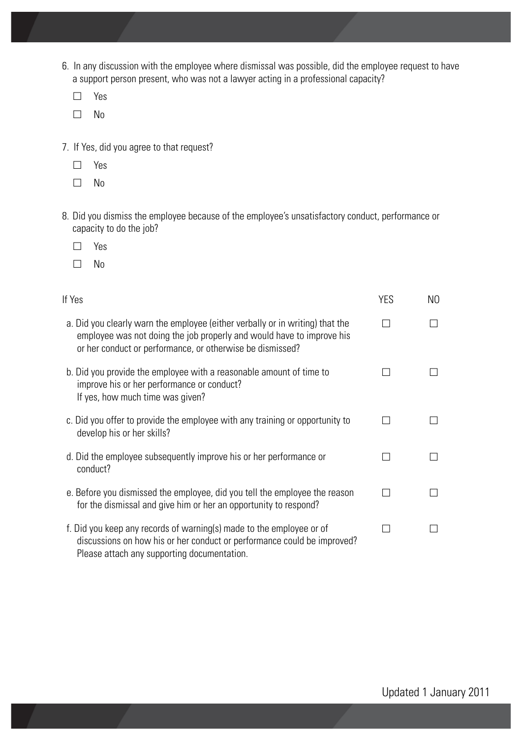6. In any discussion with the employee where dismissal was possible, did the employee request to have a support person present, who was not a lawyer acting in a professional capacity?

   ☐ Yes

   ☐ No

7. If Yes, did you agree to that request?

   ☐ Yes

   ☐ No

8. Did you dismiss the employee because of the employee's unsatisfactory conduct, performance or capacity to do the job?

   ☐ Yes

   ☐ No

| If Yes | YES | NO |
|---|---|---|
| a. Did you clearly warn the employee (either verbally or in writing) that the employee was not doing the job properly and would have to improve his or her conduct or performance, or otherwise be dismissed? | ☐ | ☐ |
| b. Did you provide the employee with a reasonable amount of time to improve his or her performance or conduct? If yes, how much time was given? | ☐ | ☐ |
| c. Did you offer to provide the employee with any training or opportunity to develop his or her skills? | ☐ | ☐ |
| d. Did the employee subsequently improve his or her performance or conduct? | ☐ | ☐ |
| e. Before you dismissed the employee, did you tell the employee the reason for the dismissal and give him or her an opportunity to respond? | ☐ | ☐ |
| f. Did you keep any records of warning(s) made to the employee or of discussions on how his or her conduct or performance could be improved? Please attach any supporting documentation. | ☐ | ☐ |

Updated 1 January 2011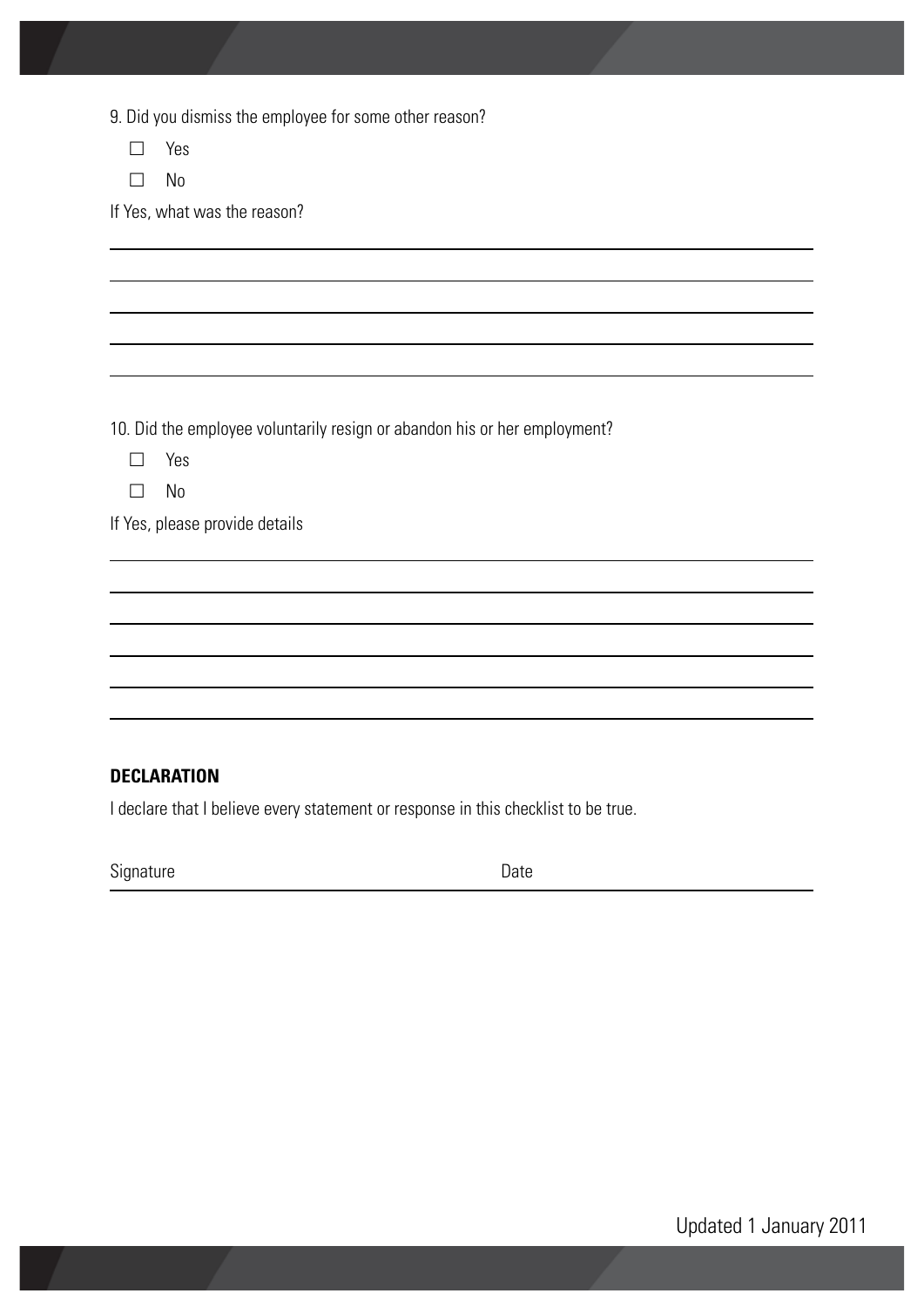9. Did you dismiss the employee for some other reason?

- ☐ Yes
- ☐ No

If Yes, what was the reason?

10. Did the employee voluntarily resign or abandon his or her employment?

- ☐ Yes
- ☐ No

If Yes, please provide details

## DECLARATION

I declare that I believe every statement or response in this checklist to be true.

Signature Date

Updated 1 January 2011